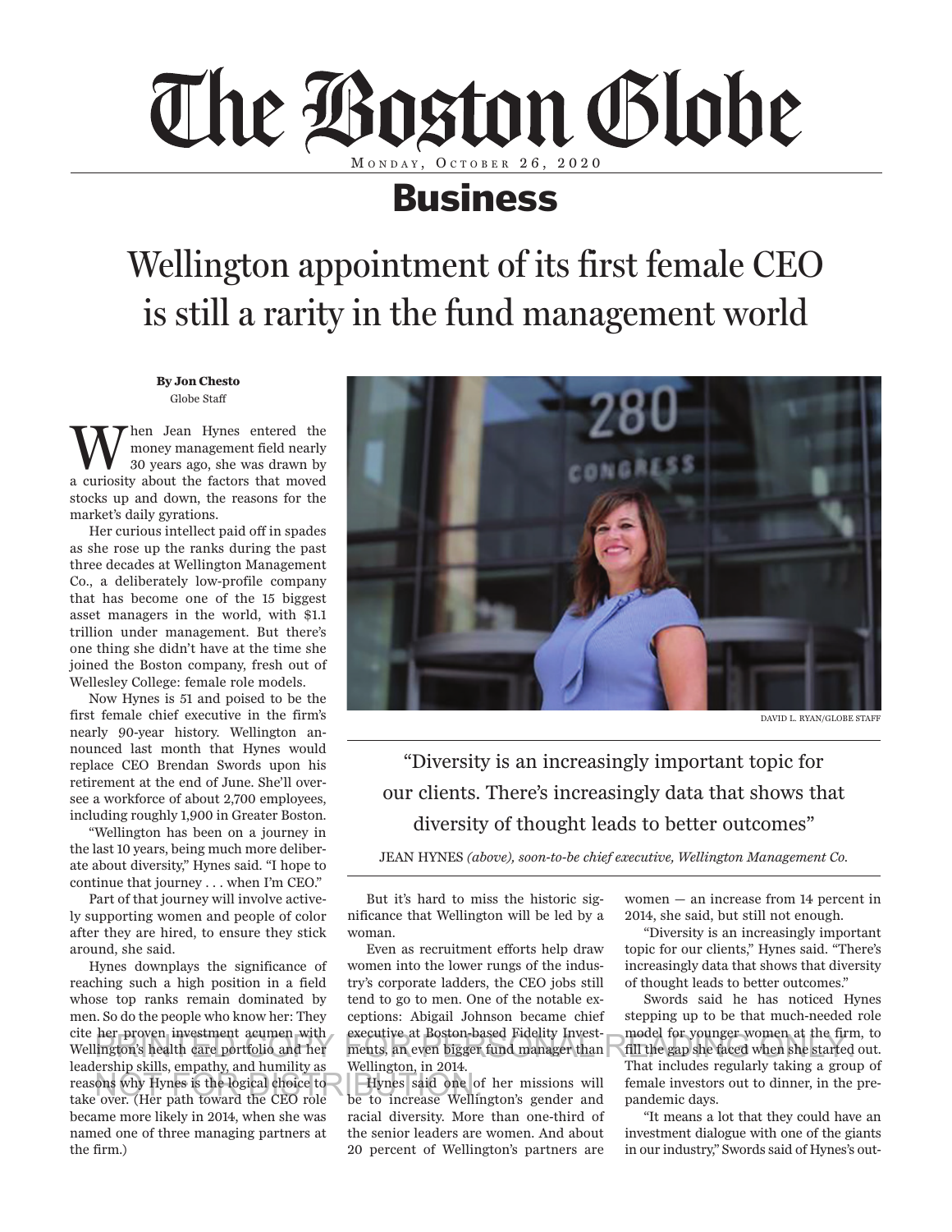# The Boston Globe

MONDAY, OCTOBER 26, 2020

## Business

# Wellington appointment of its first female CEO is still a rarity in the fund management world

**By Jon Chesto**
Globe Staff

When Jean Hynes entered the money management field nearly 30 years ago, she was drawn by a curiosity about the factors that moved stocks up and down, the reasons for the market's daily gyrations.

Her curious intellect paid off in spades as she rose up the ranks during the past three decades at Wellington Management Co., a deliberately low-profile company that has become one of the 15 biggest asset managers in the world, with $1.1 trillion under management. But there's one thing she didn't have at the time she joined the Boston company, fresh out of Wellesley College: female role models.

Now Hynes is 51 and poised to be the first female chief executive in the firm's nearly 90-year history. Wellington announced last month that Hynes would replace CEO Brendan Swords upon his retirement at the end of June. She'll oversee a workforce of about 2,700 employees, including roughly 1,900 in Greater Boston.

"Wellington has been on a journey in the last 10 years, being much more deliberate about diversity," Hynes said. "I hope to continue that journey . . . when I'm CEO."

Part of that journey will involve actively supporting women and people of color after they are hired, to ensure they stick around, she said.

Hynes downplays the significance of reaching such a high position in a field whose top ranks remain dominated by men. So do the people who know her: They cite her proven investment acumen with Wellington's health care portfolio and her leadership skills, empathy, and humility as reasons why Hynes is the logical choice to take over. (Her path toward the CEO role became more likely in 2014, when she was named one of three managing partners at the firm.)

DAVID L. RYAN/GLOBE STAFF

"Diversity is an increasingly important topic for our clients. There's increasingly data that shows that diversity of thought leads to better outcomes"

JEAN HYNES *(above), soon-to-be chief executive, Wellington Management Co.*

But it's hard to miss the historic significance that Wellington will be led by a woman.

Even as recruitment efforts help draw women into the lower rungs of the industry's corporate ladders, the CEO jobs still tend to go to men. One of the notable exceptions: Abigail Johnson became chief executive at Boston-based Fidelity Investments, an even bigger fund manager than Wellington, in 2014.

Hynes said one of her missions will be to increase Wellington's gender and racial diversity. More than one-third of the senior leaders are women. And about 20 percent of Wellington's partners are women — an increase from 14 percent in 2014, she said, but still not enough.

"Diversity is an increasingly important topic for our clients," Hynes said. "There's increasingly data that shows that diversity of thought leads to better outcomes."

Swords said he has noticed Hynes stepping up to be that much-needed role model for younger women at the firm, to fill the gap she faced when she started out. That includes regularly taking a group of female investors out to dinner, in the pre-pandemic days.

"It means a lot that they could have an investment dialogue with one of the giants in our industry," Swords said of Hynes's out-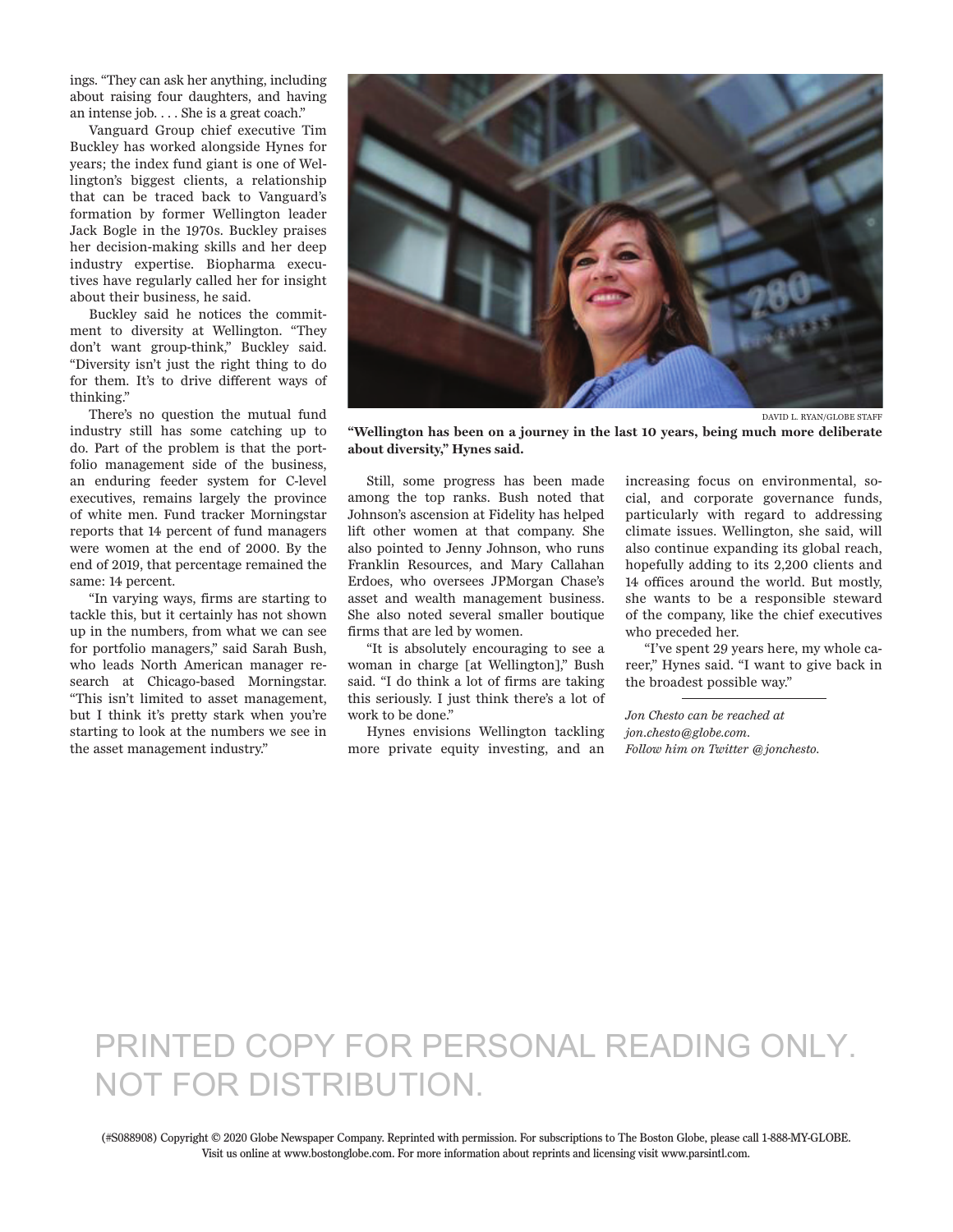ings. "They can ask her anything, including about raising four daughters, and having an intense job. . . . She is a great coach."

Vanguard Group chief executive Tim Buckley has worked alongside Hynes for years; the index fund giant is one of Wellington's biggest clients, a relationship that can be traced back to Vanguard's formation by former Wellington leader Jack Bogle in the 1970s. Buckley praises her decision-making skills and her deep industry expertise. Biopharma executives have regularly called her for insight about their business, he said.

Buckley said he notices the commitment to diversity at Wellington. "They don't want group-think," Buckley said. "Diversity isn't just the right thing to do for them. It's to drive different ways of thinking."

There's no question the mutual fund industry still has some catching up to do. Part of the problem is that the portfolio management side of the business, an enduring feeder system for C-level executives, remains largely the province of white men. Fund tracker Morningstar reports that 14 percent of fund managers were women at the end of 2000. By the end of 2019, that percentage remained the same: 14 percent.

"In varying ways, firms are starting to tackle this, but it certainly has not shown up in the numbers, from what we can see for portfolio managers," said Sarah Bush, who leads North American manager research at Chicago-based Morningstar. "This isn't limited to asset management, but I think it's pretty stark when you're starting to look at the numbers we see in the asset management industry."

DAVID L. RYAN/GLOBE STAFF

**"Wellington has been on a journey in the last 10 years, being much more deliberate about diversity," Hynes said.**

Still, some progress has been made among the top ranks. Bush noted that Johnson's ascension at Fidelity has helped lift other women at that company. She also pointed to Jenny Johnson, who runs Franklin Resources, and Mary Callahan Erdoes, who oversees JPMorgan Chase's asset and wealth management business. She also noted several smaller boutique firms that are led by women.

"It is absolutely encouraging to see a woman in charge [at Wellington]," Bush said. "I do think a lot of firms are taking this seriously. I just think there's a lot of work to be done."

Hynes envisions Wellington tackling more private equity investing, and an increasing focus on environmental, social, and corporate governance funds, particularly with regard to addressing climate issues. Wellington, she said, will also continue expanding its global reach, hopefully adding to its 2,200 clients and 14 offices around the world. But mostly, she wants to be a responsible steward of the company, like the chief executives who preceded her.

"I've spent 29 years here, my whole career," Hynes said. "I want to give back in the broadest possible way."

*Jon Chesto can be reached at jon.chesto@globe.com. Follow him on Twitter @jonchesto.*

PRINTED COPY FOR PERSONAL READING ONLY. NOT FOR DISTRIBUTION.

(#S088908) Copyright © 2020 Globe Newspaper Company. Reprinted with permission. For subscriptions to The Boston Globe, please call 1-888-MY-GLOBE. Visit us online at www.bostonglobe.com. For more information about reprints and licensing visit www.parsintl.com.